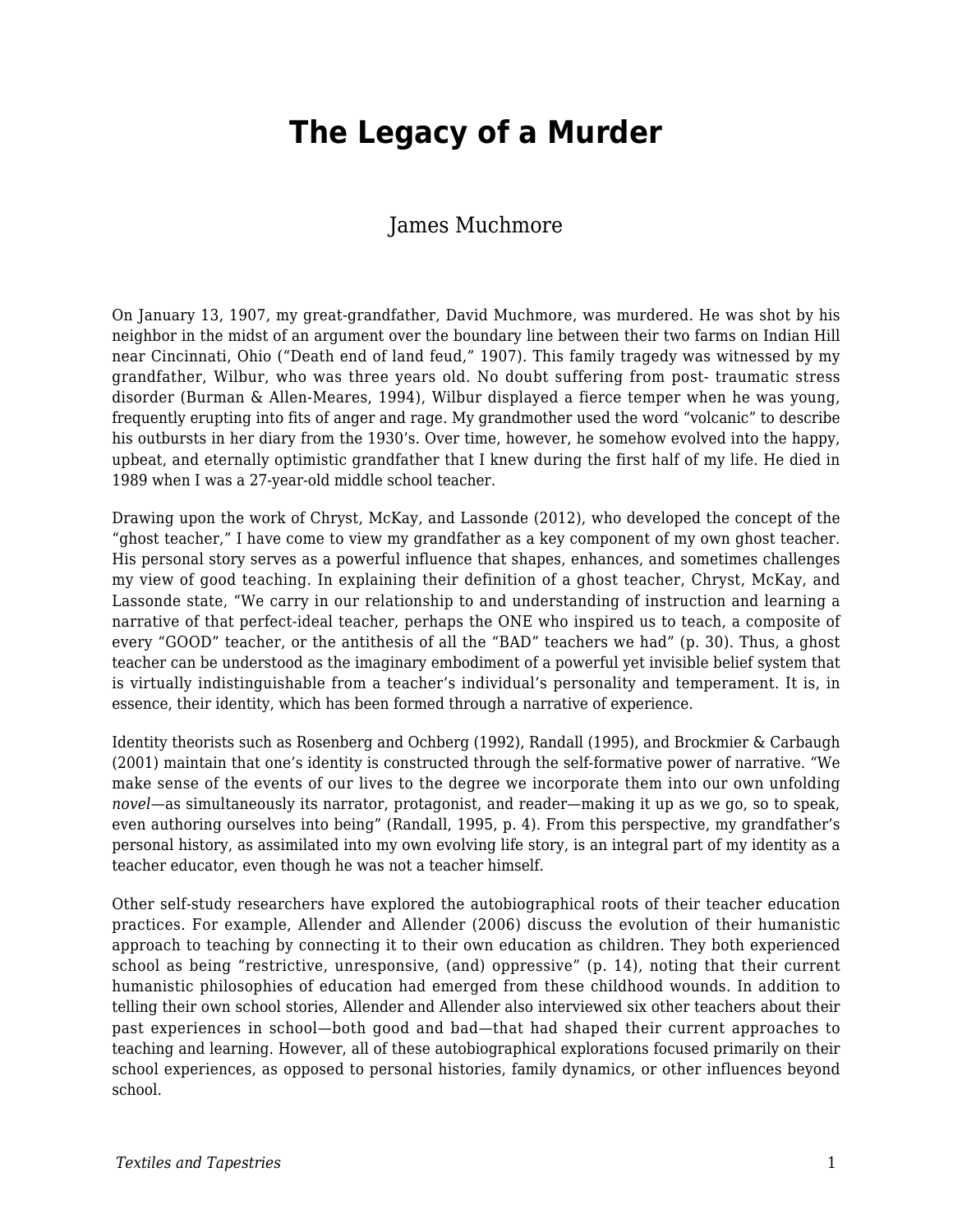# The Legacy of a Murder

James Muchmore

On January 13, 1907, my great-grandfather, David Muchmore, was murdered. He was shot by his neighbor in the midst of an argument over the boundary line between their two farms on Indian Hill near Cincinnati, Ohio ("Death end of land feud," 1907). This family tragedy was witnessed by my grandfather, Wilbur, who was three years old. No doubt suffering from post- traumatic stress disorder (Burman & Allen-Meares, 1994), Wilbur displayed a fierce temper when he was young, frequently erupting into fits of anger and rage. My grandmother used the word "volcanic" to describe his outbursts in her diary from the 1930's. Over time, however, he somehow evolved into the happy, upbeat, and eternally optimistic grandfather that I knew during the first half of my life. He died in 1989 when I was a 27-year-old middle school teacher.

Drawing upon the work of Chryst, McKay, and Lassonde (2012), who developed the concept of the "ghost teacher," I have come to view my grandfather as a key component of my own ghost teacher. His personal story serves as a powerful influence that shapes, enhances, and sometimes challenges my view of good teaching. In explaining their definition of a ghost teacher, Chryst, McKay, and Lassonde state, "We carry in our relationship to and understanding of instruction and learning a narrative of that perfect-ideal teacher, perhaps the ONE who inspired us to teach, a composite of every "GOOD" teacher, or the antithesis of all the "BAD" teachers we had" (p. 30). Thus, a ghost teacher can be understood as the imaginary embodiment of a powerful yet invisible belief system that is virtually indistinguishable from a teacher's individual's personality and temperament. It is, in essence, their identity, which has been formed through a narrative of experience.

Identity theorists such as Rosenberg and Ochberg (1992), Randall (1995), and Brockmier & Carbaugh (2001) maintain that one's identity is constructed through the self-formative power of narrative. "We make sense of the events of our lives to the degree we incorporate them into our own unfolding *novel*—as simultaneously its narrator, protagonist, and reader—making it up as we go, so to speak, even authoring ourselves into being" (Randall, 1995, p. 4). From this perspective, my grandfather's personal history, as assimilated into my own evolving life story, is an integral part of my identity as a teacher educator, even though he was not a teacher himself.

Other self-study researchers have explored the autobiographical roots of their teacher education practices. For example, Allender and Allender (2006) discuss the evolution of their humanistic approach to teaching by connecting it to their own education as children. They both experienced school as being "restrictive, unresponsive, (and) oppressive" (p. 14), noting that their current humanistic philosophies of education had emerged from these childhood wounds. In addition to telling their own school stories, Allender and Allender also interviewed six other teachers about their past experiences in school—both good and bad—that had shaped their current approaches to teaching and learning. However, all of these autobiographical explorations focused primarily on their school experiences, as opposed to personal histories, family dynamics, or other influences beyond school.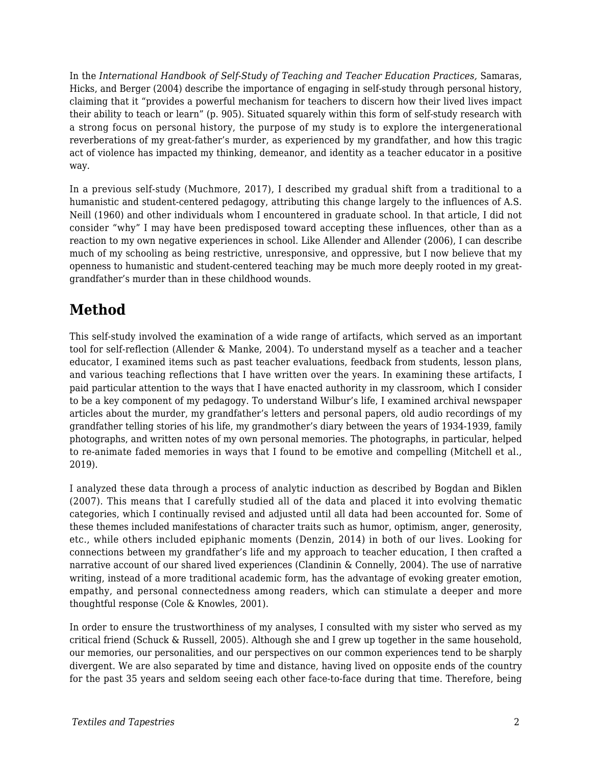In the *International Handbook of Self-Study of Teaching and Teacher Education Practices,* Samaras, Hicks, and Berger (2004) describe the importance of engaging in self-study through personal history, claiming that it "provides a powerful mechanism for teachers to discern how their lived lives impact their ability to teach or learn" (p. 905). Situated squarely within this form of self-study research with a strong focus on personal history, the purpose of my study is to explore the intergenerational reverberations of my great-father's murder, as experienced by my grandfather, and how this tragic act of violence has impacted my thinking, demeanor, and identity as a teacher educator in a positive way.

In a previous self-study (Muchmore, 2017), I described my gradual shift from a traditional to a humanistic and student-centered pedagogy, attributing this change largely to the influences of A.S. Neill (1960) and other individuals whom I encountered in graduate school. In that article, I did not consider "why" I may have been predisposed toward accepting these influences, other than as a reaction to my own negative experiences in school. Like Allender and Allender (2006), I can describe much of my schooling as being restrictive, unresponsive, and oppressive, but I now believe that my openness to humanistic and student-centered teaching may be much more deeply rooted in my great-grandfather's murder than in these childhood wounds.

## Method

This self-study involved the examination of a wide range of artifacts, which served as an important tool for self-reflection (Allender & Manke, 2004). To understand myself as a teacher and a teacher educator, I examined items such as past teacher evaluations, feedback from students, lesson plans, and various teaching reflections that I have written over the years. In examining these artifacts, I paid particular attention to the ways that I have enacted authority in my classroom, which I consider to be a key component of my pedagogy. To understand Wilbur's life, I examined archival newspaper articles about the murder, my grandfather's letters and personal papers, old audio recordings of my grandfather telling stories of his life, my grandmother's diary between the years of 1934-1939, family photographs, and written notes of my own personal memories. The photographs, in particular, helped to re-animate faded memories in ways that I found to be emotive and compelling (Mitchell et al., 2019).

I analyzed these data through a process of analytic induction as described by Bogdan and Biklen (2007). This means that I carefully studied all of the data and placed it into evolving thematic categories, which I continually revised and adjusted until all data had been accounted for. Some of these themes included manifestations of character traits such as humor, optimism, anger, generosity, etc., while others included epiphanic moments (Denzin, 2014) in both of our lives. Looking for connections between my grandfather's life and my approach to teacher education, I then crafted a narrative account of our shared lived experiences (Clandinin & Connelly, 2004). The use of narrative writing, instead of a more traditional academic form, has the advantage of evoking greater emotion, empathy, and personal connectedness among readers, which can stimulate a deeper and more thoughtful response (Cole & Knowles, 2001).

In order to ensure the trustworthiness of my analyses, I consulted with my sister who served as my critical friend (Schuck & Russell, 2005). Although she and I grew up together in the same household, our memories, our personalities, and our perspectives on our common experiences tend to be sharply divergent. We are also separated by time and distance, having lived on opposite ends of the country for the past 35 years and seldom seeing each other face-to-face during that time. Therefore, being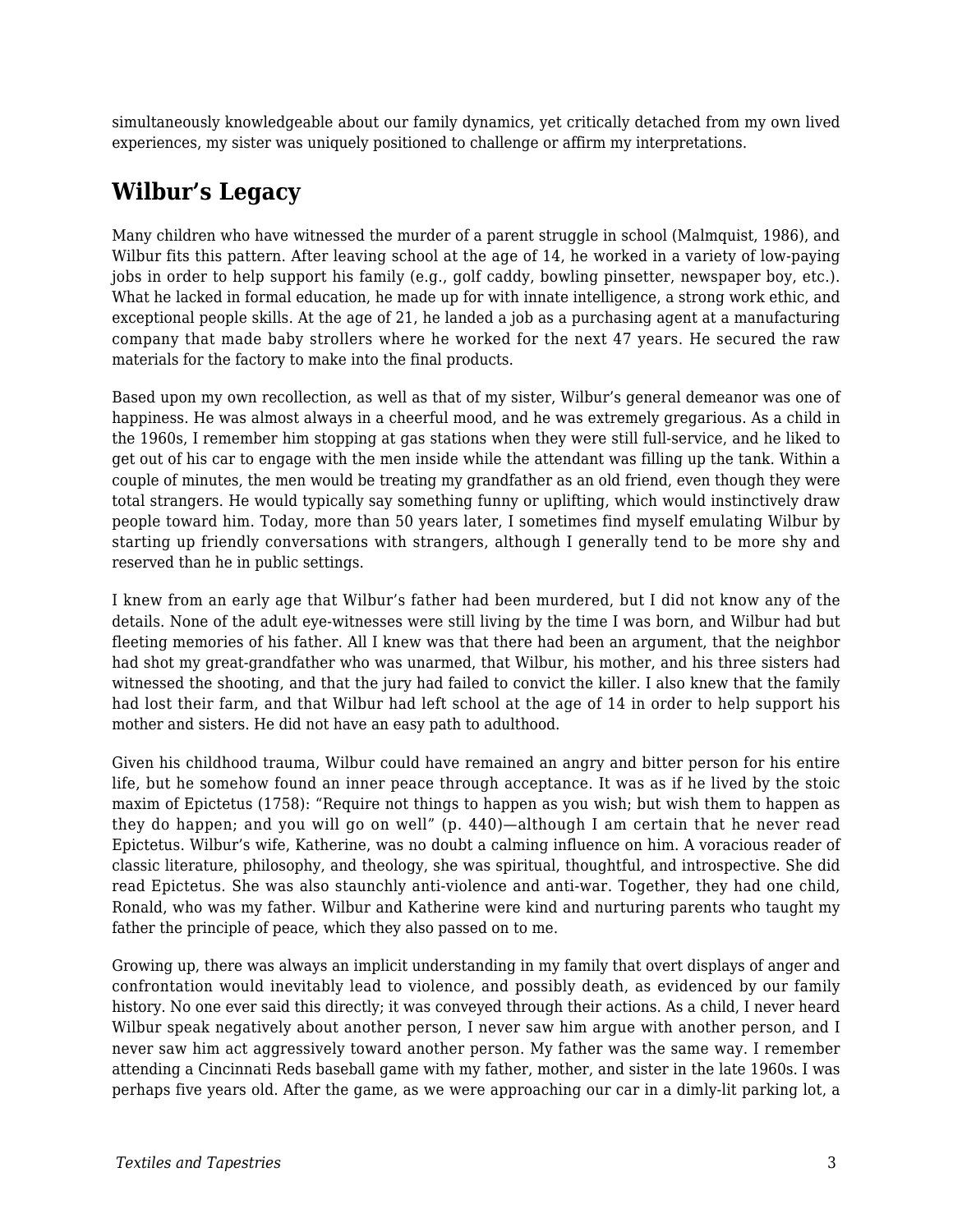simultaneously knowledgeable about our family dynamics, yet critically detached from my own lived experiences, my sister was uniquely positioned to challenge or affirm my interpretations.

## Wilbur's Legacy

Many children who have witnessed the murder of a parent struggle in school (Malmquist, 1986), and Wilbur fits this pattern. After leaving school at the age of 14, he worked in a variety of low-paying jobs in order to help support his family (e.g., golf caddy, bowling pinsetter, newspaper boy, etc.). What he lacked in formal education, he made up for with innate intelligence, a strong work ethic, and exceptional people skills. At the age of 21, he landed a job as a purchasing agent at a manufacturing company that made baby strollers where he worked for the next 47 years. He secured the raw materials for the factory to make into the final products.

Based upon my own recollection, as well as that of my sister, Wilbur's general demeanor was one of happiness. He was almost always in a cheerful mood, and he was extremely gregarious. As a child in the 1960s, I remember him stopping at gas stations when they were still full-service, and he liked to get out of his car to engage with the men inside while the attendant was filling up the tank. Within a couple of minutes, the men would be treating my grandfather as an old friend, even though they were total strangers. He would typically say something funny or uplifting, which would instinctively draw people toward him. Today, more than 50 years later, I sometimes find myself emulating Wilbur by starting up friendly conversations with strangers, although I generally tend to be more shy and reserved than he in public settings.

I knew from an early age that Wilbur's father had been murdered, but I did not know any of the details. None of the adult eye-witnesses were still living by the time I was born, and Wilbur had but fleeting memories of his father. All I knew was that there had been an argument, that the neighbor had shot my great-grandfather who was unarmed, that Wilbur, his mother, and his three sisters had witnessed the shooting, and that the jury had failed to convict the killer. I also knew that the family had lost their farm, and that Wilbur had left school at the age of 14 in order to help support his mother and sisters. He did not have an easy path to adulthood.

Given his childhood trauma, Wilbur could have remained an angry and bitter person for his entire life, but he somehow found an inner peace through acceptance. It was as if he lived by the stoic maxim of Epictetus (1758): "Require not things to happen as you wish; but wish them to happen as they do happen; and you will go on well" (p. 440)—although I am certain that he never read Epictetus. Wilbur's wife, Katherine, was no doubt a calming influence on him. A voracious reader of classic literature, philosophy, and theology, she was spiritual, thoughtful, and introspective. She did read Epictetus. She was also staunchly anti-violence and anti-war. Together, they had one child, Ronald, who was my father. Wilbur and Katherine were kind and nurturing parents who taught my father the principle of peace, which they also passed on to me.

Growing up, there was always an implicit understanding in my family that overt displays of anger and confrontation would inevitably lead to violence, and possibly death, as evidenced by our family history. No one ever said this directly; it was conveyed through their actions. As a child, I never heard Wilbur speak negatively about another person, I never saw him argue with another person, and I never saw him act aggressively toward another person. My father was the same way. I remember attending a Cincinnati Reds baseball game with my father, mother, and sister in the late 1960s. I was perhaps five years old. After the game, as we were approaching our car in a dimly-lit parking lot, a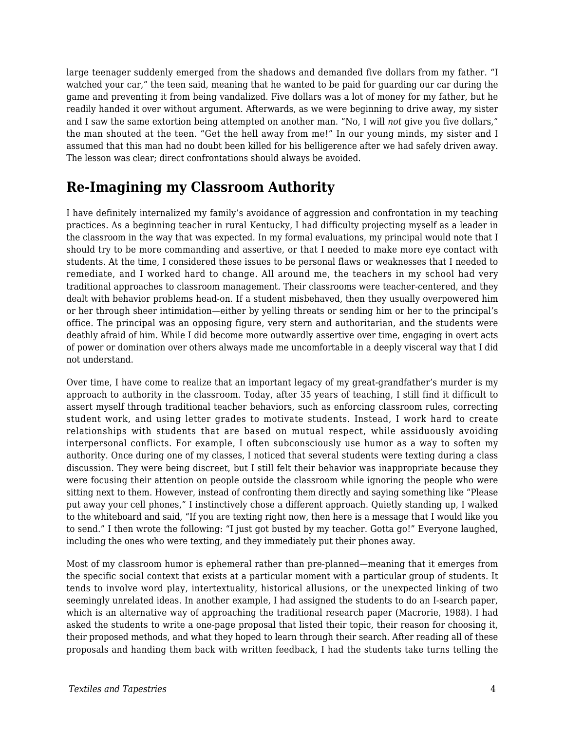large teenager suddenly emerged from the shadows and demanded five dollars from my father. “I watched your car,” the teen said, meaning that he wanted to be paid for guarding our car during the game and preventing it from being vandalized. Five dollars was a lot of money for my father, but he readily handed it over without argument. Afterwards, as we were beginning to drive away, my sister and I saw the same extortion being attempted on another man. “No, I will *not* give you five dollars,” the man shouted at the teen. “Get the hell away from me!” In our young minds, my sister and I assumed that this man had no doubt been killed for his belligerence after we had safely driven away. The lesson was clear; direct confrontations should always be avoided.

## Re-Imagining my Classroom Authority

I have definitely internalized my family’s avoidance of aggression and confrontation in my teaching practices. As a beginning teacher in rural Kentucky, I had difficulty projecting myself as a leader in the classroom in the way that was expected. In my formal evaluations, my principal would note that I should try to be more commanding and assertive, or that I needed to make more eye contact with students. At the time, I considered these issues to be personal flaws or weaknesses that I needed to remediate, and I worked hard to change. All around me, the teachers in my school had very traditional approaches to classroom management. Their classrooms were teacher-centered, and they dealt with behavior problems head-on. If a student misbehaved, then they usually overpowered him or her through sheer intimidation—either by yelling threats or sending him or her to the principal’s office. The principal was an opposing figure, very stern and authoritarian, and the students were deathly afraid of him. While I did become more outwardly assertive over time, engaging in overt acts of power or domination over others always made me uncomfortable in a deeply visceral way that I did not understand.

Over time, I have come to realize that an important legacy of my great-grandfather’s murder is my approach to authority in the classroom. Today, after 35 years of teaching, I still find it difficult to assert myself through traditional teacher behaviors, such as enforcing classroom rules, correcting student work, and using letter grades to motivate students. Instead, I work hard to create relationships with students that are based on mutual respect, while assiduously avoiding interpersonal conflicts. For example, I often subconsciously use humor as a way to soften my authority. Once during one of my classes, I noticed that several students were texting during a class discussion. They were being discreet, but I still felt their behavior was inappropriate because they were focusing their attention on people outside the classroom while ignoring the people who were sitting next to them. However, instead of confronting them directly and saying something like “Please put away your cell phones,” I instinctively chose a different approach. Quietly standing up, I walked to the whiteboard and said, “If you are texting right now, then here is a message that I would like you to send.” I then wrote the following: “I just got busted by my teacher. Gotta go!” Everyone laughed, including the ones who were texting, and they immediately put their phones away.

Most of my classroom humor is ephemeral rather than pre-planned—meaning that it emerges from the specific social context that exists at a particular moment with a particular group of students. It tends to involve word play, intertextuality, historical allusions, or the unexpected linking of two seemingly unrelated ideas. In another example, I had assigned the students to do an I-search paper, which is an alternative way of approaching the traditional research paper (Macrorie, 1988). I had asked the students to write a one-page proposal that listed their topic, their reason for choosing it, their proposed methods, and what they hoped to learn through their search. After reading all of these proposals and handing them back with written feedback, I had the students take turns telling the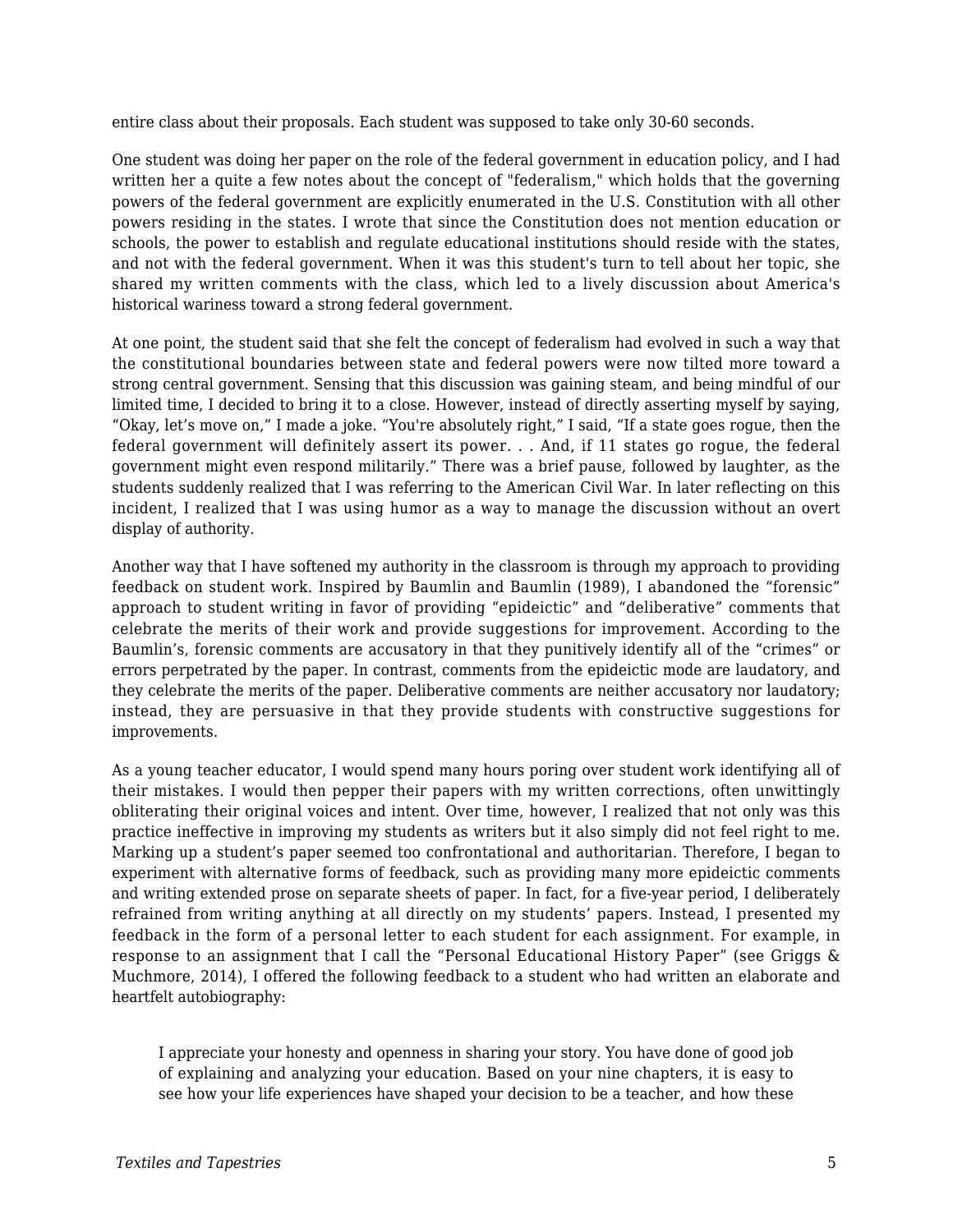entire class about their proposals. Each student was supposed to take only 30-60 seconds.

One student was doing her paper on the role of the federal government in education policy, and I had written her a quite a few notes about the concept of "federalism," which holds that the governing powers of the federal government are explicitly enumerated in the U.S. Constitution with all other powers residing in the states. I wrote that since the Constitution does not mention education or schools, the power to establish and regulate educational institutions should reside with the states, and not with the federal government. When it was this student's turn to tell about her topic, she shared my written comments with the class, which led to a lively discussion about America's historical wariness toward a strong federal government.

At one point, the student said that she felt the concept of federalism had evolved in such a way that the constitutional boundaries between state and federal powers were now tilted more toward a strong central government. Sensing that this discussion was gaining steam, and being mindful of our limited time, I decided to bring it to a close. However, instead of directly asserting myself by saying, “Okay, let’s move on,” I made a joke. “You're absolutely right,” I said, “If a state goes rogue, then the federal government will definitely assert its power. . . And, if 11 states go rogue, the federal government might even respond militarily.” There was a brief pause, followed by laughter, as the students suddenly realized that I was referring to the American Civil War. In later reflecting on this incident, I realized that I was using humor as a way to manage the discussion without an overt display of authority.

Another way that I have softened my authority in the classroom is through my approach to providing feedback on student work. Inspired by Baumlin and Baumlin (1989), I abandoned the “forensic” approach to student writing in favor of providing “epideictic” and “deliberative” comments that celebrate the merits of their work and provide suggestions for improvement. According to the Baumlin’s, forensic comments are accusatory in that they punitively identify all of the “crimes” or errors perpetrated by the paper. In contrast, comments from the epideictic mode are laudatory, and they celebrate the merits of the paper. Deliberative comments are neither accusatory nor laudatory; instead, they are persuasive in that they provide students with constructive suggestions for improvements.

As a young teacher educator, I would spend many hours poring over student work identifying all of their mistakes. I would then pepper their papers with my written corrections, often unwittingly obliterating their original voices and intent. Over time, however, I realized that not only was this practice ineffective in improving my students as writers but it also simply did not feel right to me. Marking up a student’s paper seemed too confrontational and authoritarian. Therefore, I began to experiment with alternative forms of feedback, such as providing many more epideictic comments and writing extended prose on separate sheets of paper. In fact, for a five-year period, I deliberately refrained from writing anything at all directly on my students’ papers. Instead, I presented my feedback in the form of a personal letter to each student for each assignment. For example, in response to an assignment that I call the “Personal Educational History Paper” (see Griggs & Muchmore, 2014), I offered the following feedback to a student who had written an elaborate and heartfelt autobiography:

> I appreciate your honesty and openness in sharing your story. You have done of good job of explaining and analyzing your education. Based on your nine chapters, it is easy to see how your life experiences have shaped your decision to be a teacher, and how these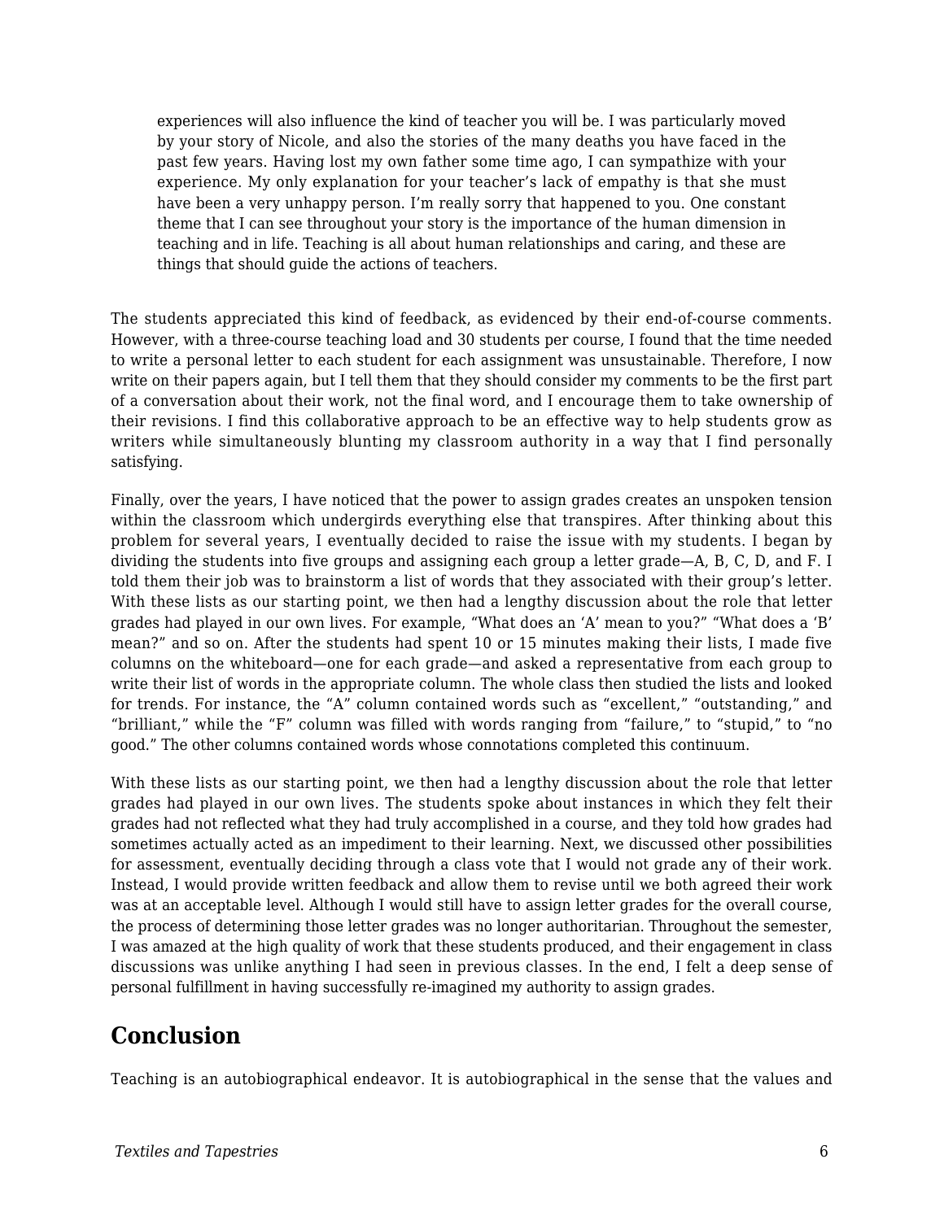> experiences will also influence the kind of teacher you will be. I was particularly moved by your story of Nicole, and also the stories of the many deaths you have faced in the past few years. Having lost my own father some time ago, I can sympathize with your experience. My only explanation for your teacher's lack of empathy is that she must have been a very unhappy person. I'm really sorry that happened to you. One constant theme that I can see throughout your story is the importance of the human dimension in teaching and in life. Teaching is all about human relationships and caring, and these are things that should guide the actions of teachers.

The students appreciated this kind of feedback, as evidenced by their end-of-course comments. However, with a three-course teaching load and 30 students per course, I found that the time needed to write a personal letter to each student for each assignment was unsustainable. Therefore, I now write on their papers again, but I tell them that they should consider my comments to be the first part of a conversation about their work, not the final word, and I encourage them to take ownership of their revisions. I find this collaborative approach to be an effective way to help students grow as writers while simultaneously blunting my classroom authority in a way that I find personally satisfying.

Finally, over the years, I have noticed that the power to assign grades creates an unspoken tension within the classroom which undergirds everything else that transpires. After thinking about this problem for several years, I eventually decided to raise the issue with my students. I began by dividing the students into five groups and assigning each group a letter grade—A, B, C, D, and F. I told them their job was to brainstorm a list of words that they associated with their group's letter. With these lists as our starting point, we then had a lengthy discussion about the role that letter grades had played in our own lives. For example, "What does an 'A' mean to you?" "What does a 'B' mean?" and so on. After the students had spent 10 or 15 minutes making their lists, I made five columns on the whiteboard—one for each grade—and asked a representative from each group to write their list of words in the appropriate column. The whole class then studied the lists and looked for trends. For instance, the "A" column contained words such as "excellent," "outstanding," and "brilliant," while the "F" column was filled with words ranging from "failure," to "stupid," to "no good." The other columns contained words whose connotations completed this continuum.

With these lists as our starting point, we then had a lengthy discussion about the role that letter grades had played in our own lives. The students spoke about instances in which they felt their grades had not reflected what they had truly accomplished in a course, and they told how grades had sometimes actually acted as an impediment to their learning. Next, we discussed other possibilities for assessment, eventually deciding through a class vote that I would not grade any of their work. Instead, I would provide written feedback and allow them to revise until we both agreed their work was at an acceptable level. Although I would still have to assign letter grades for the overall course, the process of determining those letter grades was no longer authoritarian. Throughout the semester, I was amazed at the high quality of work that these students produced, and their engagement in class discussions was unlike anything I had seen in previous classes. In the end, I felt a deep sense of personal fulfillment in having successfully re-imagined my authority to assign grades.

## Conclusion

Teaching is an autobiographical endeavor. It is autobiographical in the sense that the values and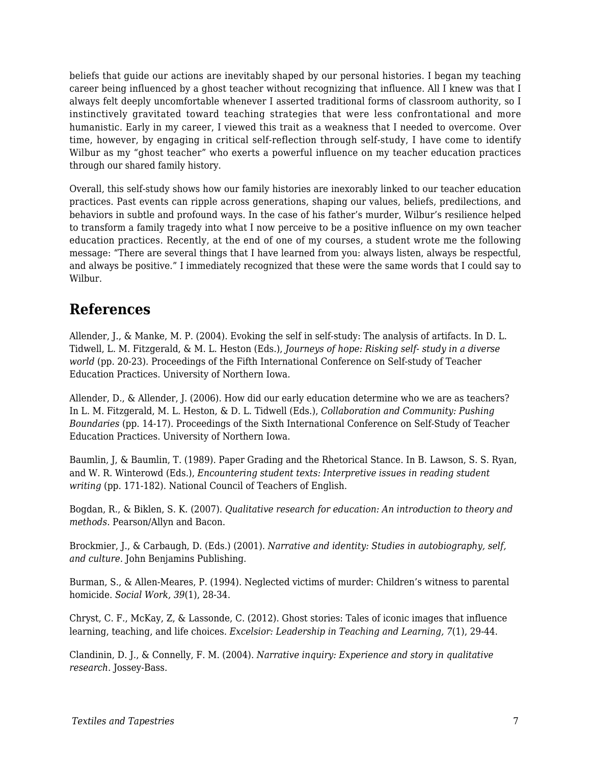beliefs that guide our actions are inevitably shaped by our personal histories. I began my teaching career being influenced by a ghost teacher without recognizing that influence. All I knew was that I always felt deeply uncomfortable whenever I asserted traditional forms of classroom authority, so I instinctively gravitated toward teaching strategies that were less confrontational and more humanistic. Early in my career, I viewed this trait as a weakness that I needed to overcome. Over time, however, by engaging in critical self-reflection through self-study, I have come to identify Wilbur as my "ghost teacher" who exerts a powerful influence on my teacher education practices through our shared family history.

Overall, this self-study shows how our family histories are inexorably linked to our teacher education practices. Past events can ripple across generations, shaping our values, beliefs, predilections, and behaviors in subtle and profound ways. In the case of his father's murder, Wilbur's resilience helped to transform a family tragedy into what I now perceive to be a positive influence on my own teacher education practices. Recently, at the end of one of my courses, a student wrote me the following message: "There are several things that I have learned from you: always listen, always be respectful, and always be positive." I immediately recognized that these were the same words that I could say to Wilbur.

## References

Allender, J., & Manke, M. P. (2004). Evoking the self in self-study: The analysis of artifacts. In D. L. Tidwell, L. M. Fitzgerald, & M. L. Heston (Eds.), *Journeys of hope: Risking self- study in a diverse world* (pp. 20-23). Proceedings of the Fifth International Conference on Self-study of Teacher Education Practices. University of Northern Iowa.

Allender, D., & Allender, J. (2006). How did our early education determine who we are as teachers? In L. M. Fitzgerald, M. L. Heston, & D. L. Tidwell (Eds.), *Collaboration and Community: Pushing Boundaries* (pp. 14-17). Proceedings of the Sixth International Conference on Self-Study of Teacher Education Practices. University of Northern Iowa.

Baumlin, J, & Baumlin, T. (1989). Paper Grading and the Rhetorical Stance. In B. Lawson, S. S. Ryan, and W. R. Winterowd (Eds.), *Encountering student texts: Interpretive issues in reading student writing* (pp. 171-182). National Council of Teachers of English.

Bogdan, R., & Biklen, S. K. (2007). *Qualitative research for education: An introduction to theory and methods.* Pearson/Allyn and Bacon.

Brockmier, J., & Carbaugh, D. (Eds.) (2001). *Narrative and identity: Studies in autobiography, self, and culture.* John Benjamins Publishing.

Burman, S., & Allen-Meares, P. (1994). Neglected victims of murder: Children's witness to parental homicide. *Social Work, 39*(1), 28-34.

Chryst, C. F., McKay, Z, & Lassonde, C. (2012). Ghost stories: Tales of iconic images that influence learning, teaching, and life choices. *Excelsior: Leadership in Teaching and Learning, 7*(1), 29-44.

Clandinin, D. J., & Connelly, F. M. (2004). *Narrative inquiry: Experience and story in qualitative research.* Jossey-Bass.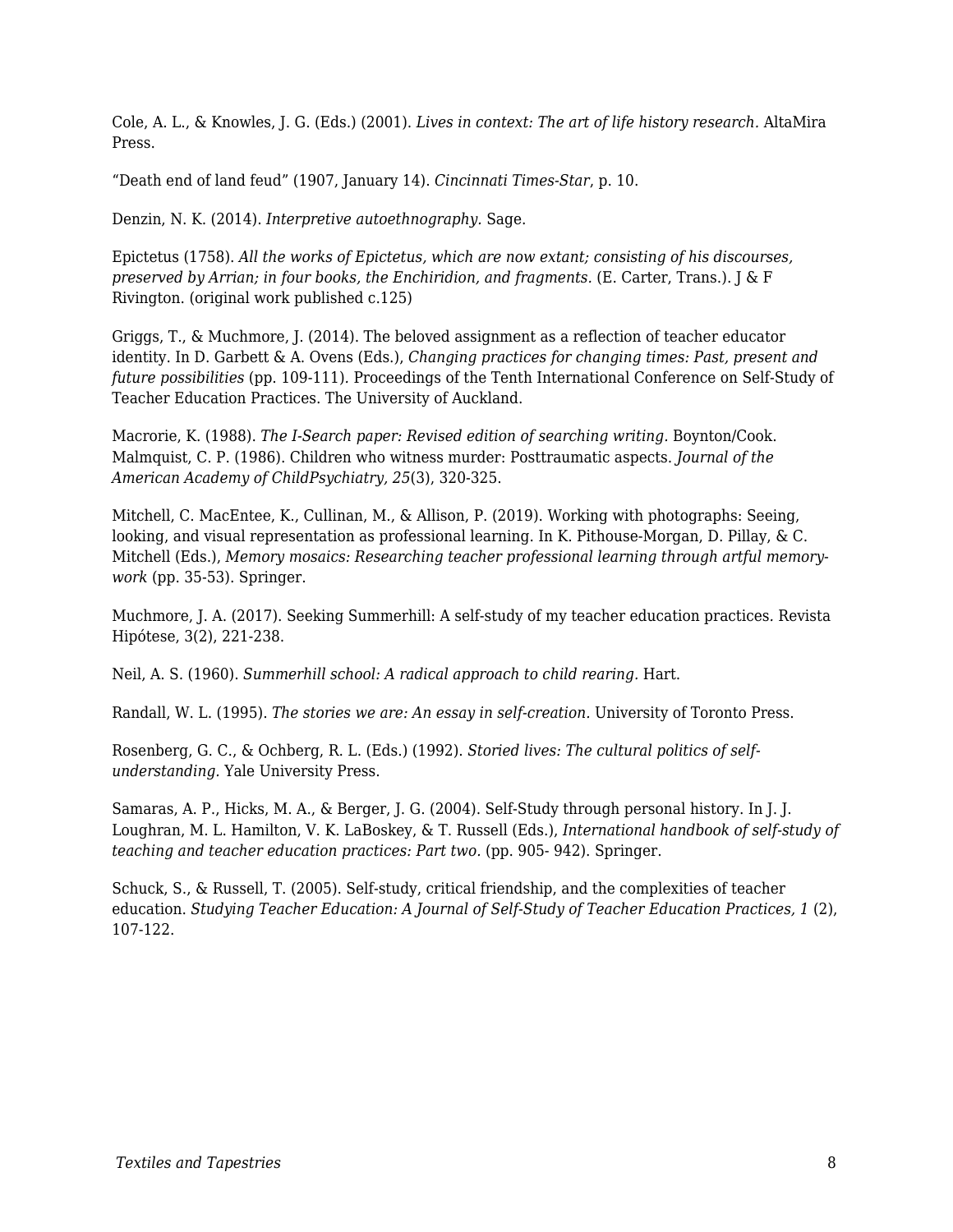Cole, A. L., & Knowles, J. G. (Eds.) (2001). *Lives in context: The art of life history research*. AltaMira Press.

“Death end of land feud” (1907, January 14). *Cincinnati Times-Star*, p. 10.

Denzin, N. K. (2014). *Interpretive autoethnography.* Sage.

Epictetus (1758). *All the works of Epictetus, which are now extant; consisting of his discourses, preserved by Arrian; in four books, the Enchiridion, and fragments.* (E. Carter, Trans.). J & F Rivington. (original work published c.125)

Griggs, T., & Muchmore, J. (2014). The beloved assignment as a reflection of teacher educator identity. In D. Garbett & A. Ovens (Eds.), *Changing practices for changing times: Past, present and future possibilities* (pp. 109-111). Proceedings of the Tenth International Conference on Self-Study of Teacher Education Practices. The University of Auckland.

Macrorie, K. (1988). *The I-Search paper: Revised edition of searching writing.* Boynton/Cook.
Malmquist, C. P. (1986). Children who witness murder: Posttraumatic aspects. *Journal of the American Academy of ChildPsychiatry, 25*(3), 320-325.

Mitchell, C. MacEntee, K., Cullinan, M., & Allison, P. (2019). Working with photographs: Seeing, looking, and visual representation as professional learning. In K. Pithouse-Morgan, D. Pillay, & C. Mitchell (Eds.), *Memory mosaics: Researching teacher professional learning through artful memory-work* (pp. 35-53). Springer.

Muchmore, J. A. (2017). Seeking Summerhill: A self-study of my teacher education practices. Revista Hipótese, 3(2), 221-238.

Neil, A. S. (1960). *Summerhill school: A radical approach to child rearing.* Hart.

Randall, W. L. (1995). *The stories we are: An essay in self-creation*. University of Toronto Press.

Rosenberg, G. C., & Ochberg, R. L. (Eds.) (1992). *Storied lives: The cultural politics of self-understanding.* Yale University Press.

Samaras, A. P., Hicks, M. A., & Berger, J. G. (2004). Self-Study through personal history. In J. J. Loughran, M. L. Hamilton, V. K. LaBoskey, & T. Russell (Eds.), *International handbook of self-study of teaching and teacher education practices: Part two.* (pp. 905- 942). Springer.

Schuck, S., & Russell, T. (2005). Self-study, critical friendship, and the complexities of teacher education. *Studying Teacher Education: A Journal of Self-Study of Teacher Education Practices, 1* (2), 107-122.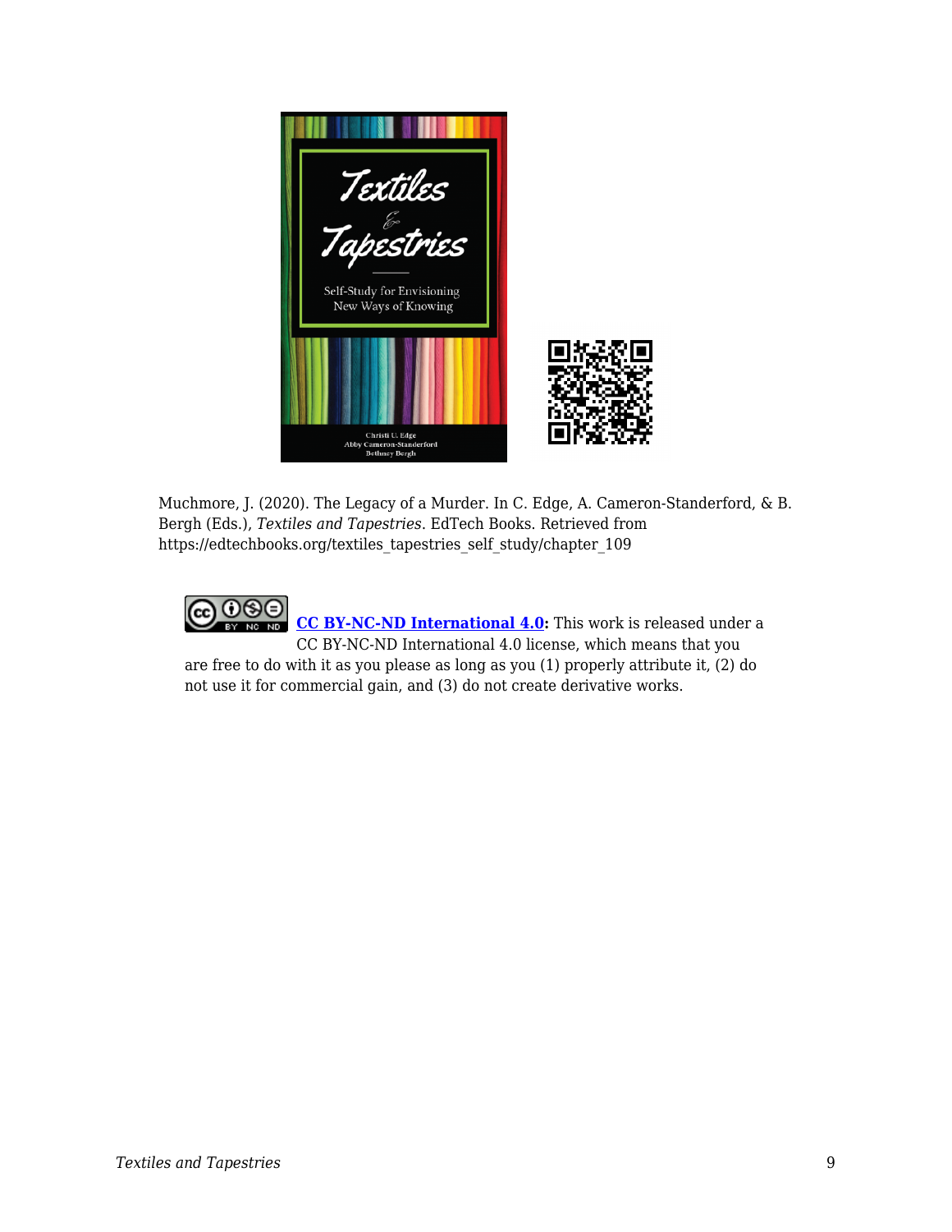Muchmore, J. (2020). The Legacy of a Murder. In C. Edge, A. Cameron-Standerford, & B. Bergh (Eds.), *Textiles and Tapestries*. EdTech Books. Retrieved from https://edtechbooks.org/textiles_tapestries_self_study/chapter_109

**[CC BY-NC-ND International 4.0](https://creativecommons.org/licenses/by-nc-nd/4.0/):** This work is released under a CC BY-NC-ND International 4.0 license, which means that you are free to do with it as you please as long as you (1) properly attribute it, (2) do not use it for commercial gain, and (3) do not create derivative works.